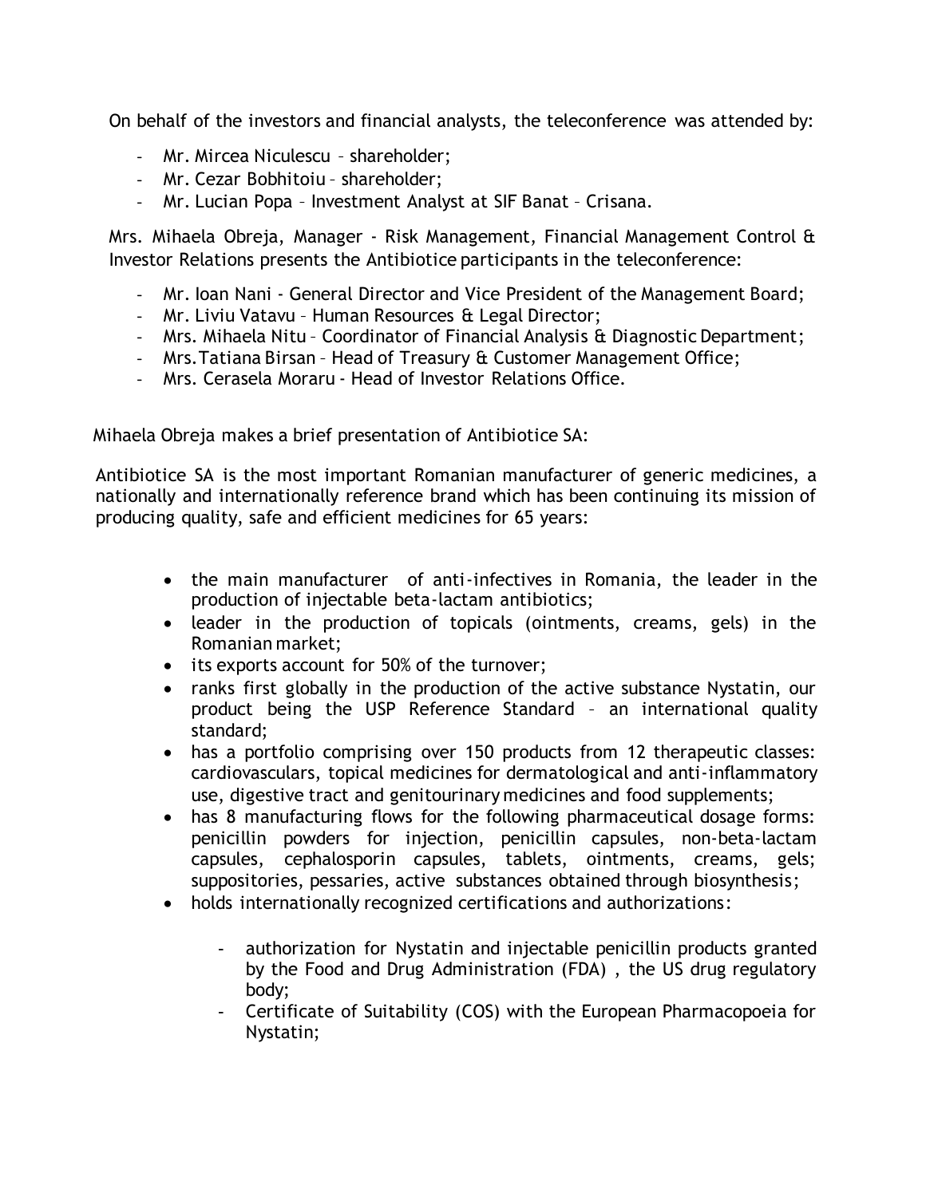On behalf of the investors and financial analysts, the teleconference was attended by:

- Mr. Mircea Niculescu – shareholder;
- Mr. Cezar Bobhitoiu – shareholder;
- Mr. Lucian Popa – Investment Analyst at SIF Banat – Crisana.

Mrs. Mihaela Obreja, Manager - Risk Management, Financial Management Control & Investor Relations presents the Antibiotice participants in the teleconference:

- Mr. Ioan Nani - General Director and Vice President of the Management Board;
- Mr. Liviu Vatavu – Human Resources & Legal Director;
- Mrs. Mihaela Nitu – Coordinator of Financial Analysis & Diagnostic Department;
- Mrs. Tatiana Birsan – Head of Treasury & Customer Management Office;
- Mrs. Cerasela Moraru - Head of Investor Relations Office.

Mihaela Obreja makes a brief presentation of Antibiotice SA:

Antibiotice SA is the most important Romanian manufacturer of generic medicines, a nationally and internationally reference brand which has been continuing its mission of producing quality, safe and efficient medicines for 65 years:

- the main manufacturer of anti-infectives in Romania, the leader in the production of injectable beta-lactam antibiotics;
- leader in the production of topicals (ointments, creams, gels) in the Romanian market;
- its exports account for 50% of the turnover;
- ranks first globally in the production of the active substance Nystatin, our product being the USP Reference Standard – an international quality standard;
- has a portfolio comprising over 150 products from 12 therapeutic classes: cardiovasculars, topical medicines for dermatological and anti-inflammatory use, digestive tract and genitourinary medicines and food supplements;
- has 8 manufacturing flows for the following pharmaceutical dosage forms: penicillin powders for injection, penicillin capsules, non-beta-lactam capsules, cephalosporin capsules, tablets, ointments, creams, gels; suppositories, pessaries, active substances obtained through biosynthesis;
- holds internationally recognized certifications and authorizations:
  - authorization for Nystatin and injectable penicillin products granted by the Food and Drug Administration (FDA) , the US drug regulatory body;
  - Certificate of Suitability (COS) with the European Pharmacopoeia for Nystatin;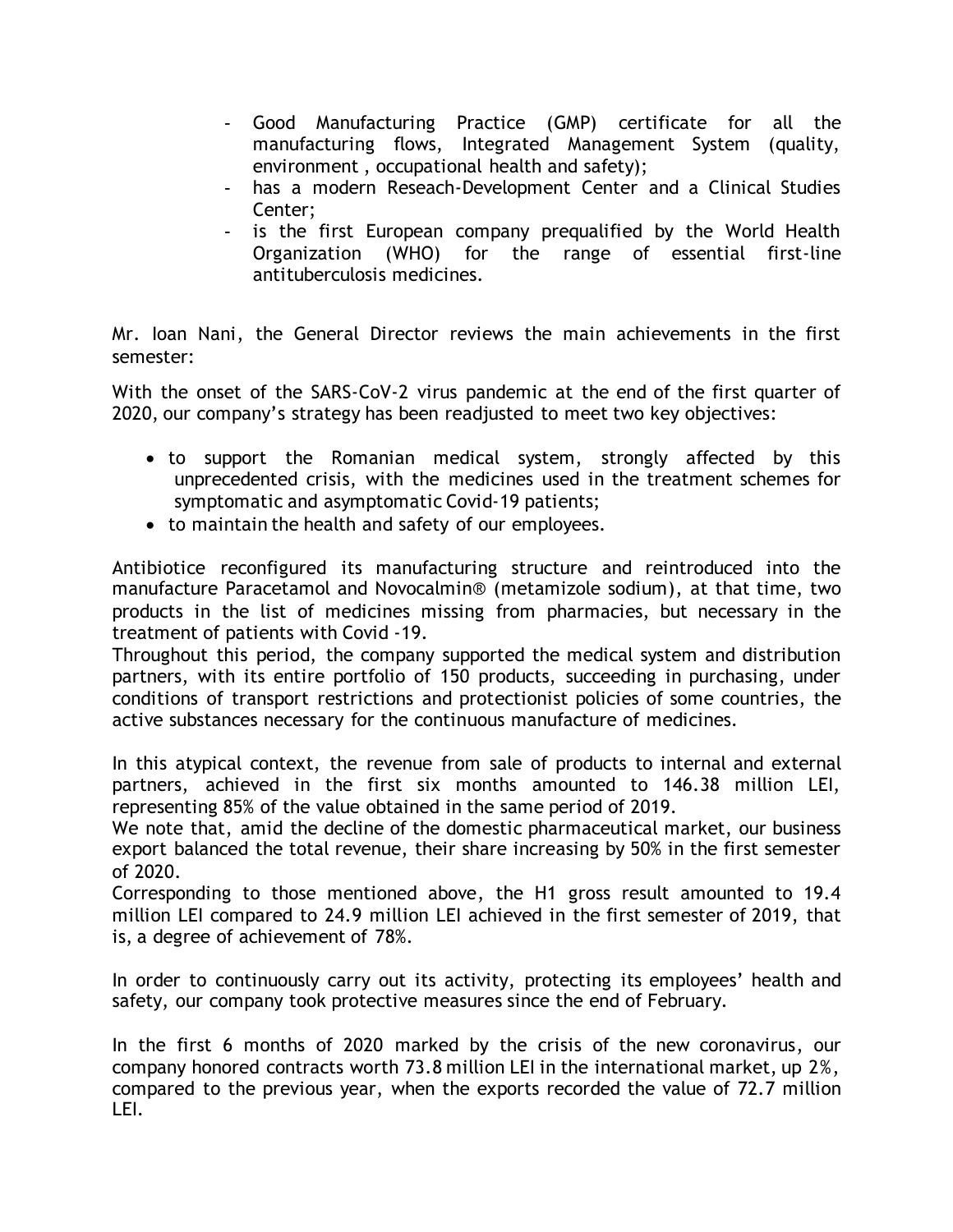- Good Manufacturing Practice (GMP) certificate for all the manufacturing flows, Integrated Management System (quality, environment , occupational health and safety);
- has a modern Reseach-Development Center and a Clinical Studies Center;
- is the first European company prequalified by the World Health Organization (WHO) for the range of essential first-line antituberculosis medicines.

Mr. Ioan Nani, the General Director reviews the main achievements in the first semester:

With the onset of the SARS-CoV-2 virus pandemic at the end of the first quarter of 2020, our company's strategy has been readjusted to meet two key objectives:

- to support the Romanian medical system, strongly affected by this unprecedented crisis, with the medicines used in the treatment schemes for symptomatic and asymptomatic Covid-19 patients;
- to maintain the health and safety of our employees.

Antibiotice reconfigured its manufacturing structure and reintroduced into the manufacture Paracetamol and Novocalmin® (metamizole sodium), at that time, two products in the list of medicines missing from pharmacies, but necessary in the treatment of patients with Covid -19.
Throughout this period, the company supported the medical system and distribution partners, with its entire portfolio of 150 products, succeeding in purchasing, under conditions of transport restrictions and protectionist policies of some countries, the active substances necessary for the continuous manufacture of medicines.

In this atypical context, the revenue from sale of products to internal and external partners, achieved in the first six months amounted to 146.38 million LEI, representing 85% of the value obtained in the same period of 2019.
We note that, amid the decline of the domestic pharmaceutical market, our business export balanced the total revenue, their share increasing by 50% in the first semester of 2020.
Corresponding to those mentioned above, the H1 gross result amounted to 19.4 million LEI compared to 24.9 million LEI achieved in the first semester of 2019, that is, a degree of achievement of 78%.

In order to continuously carry out its activity, protecting its employees' health and safety, our company took protective measures since the end of February.

In the first 6 months of 2020 marked by the crisis of the new coronavirus, our company honored contracts worth 73.8 million LEI in the international market, up 2%, compared to the previous year, when the exports recorded the value of 72.7 million LEI.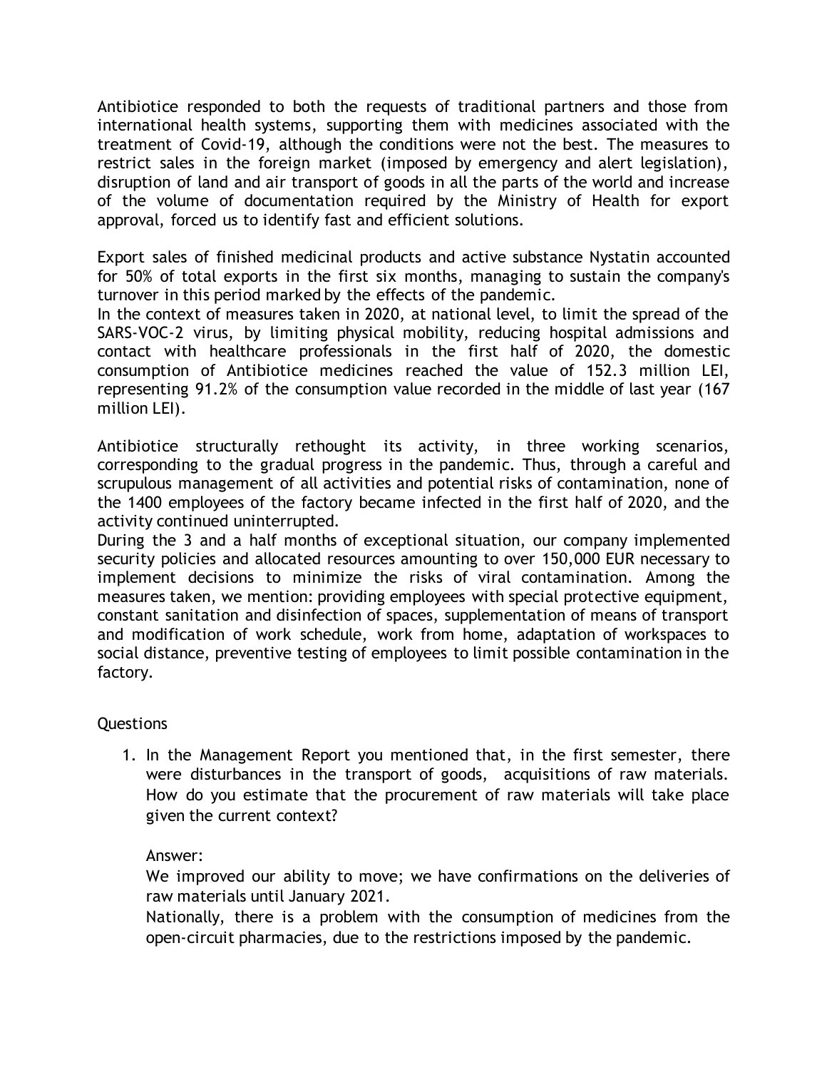Antibiotice responded to both the requests of traditional partners and those from international health systems, supporting them with medicines associated with the treatment of Covid-19, although the conditions were not the best. The measures to restrict sales in the foreign market (imposed by emergency and alert legislation), disruption of land and air transport of goods in all the parts of the world and increase of the volume of documentation required by the Ministry of Health for export approval, forced us to identify fast and efficient solutions.

Export sales of finished medicinal products and active substance Nystatin accounted for 50% of total exports in the first six months, managing to sustain the company's turnover in this period marked by the effects of the pandemic.
In the context of measures taken in 2020, at national level, to limit the spread of the SARS-VOC-2 virus, by limiting physical mobility, reducing hospital admissions and contact with healthcare professionals in the first half of 2020, the domestic consumption of Antibiotice medicines reached the value of 152.3 million LEI, representing 91.2% of the consumption value recorded in the middle of last year (167 million LEI).

Antibiotice structurally rethought its activity, in three working scenarios, corresponding to the gradual progress in the pandemic. Thus, through a careful and scrupulous management of all activities and potential risks of contamination, none of the 1400 employees of the factory became infected in the first half of 2020, and the activity continued uninterrupted.
During the 3 and a half months of exceptional situation, our company implemented security policies and allocated resources amounting to over 150,000 EUR necessary to implement decisions to minimize the risks of viral contamination. Among the measures taken, we mention: providing employees with special protective equipment, constant sanitation and disinfection of spaces, supplementation of means of transport and modification of work schedule, work from home, adaptation of workspaces to social distance, preventive testing of employees to limit possible contamination in the factory.

Questions

1. In the Management Report you mentioned that, in the first semester, there were disturbances in the transport of goods, acquisitions of raw materials. How do you estimate that the procurement of raw materials will take place given the current context?

   Answer:
   We improved our ability to move; we have confirmations on the deliveries of raw materials until January 2021.
   Nationally, there is a problem with the consumption of medicines from the open-circuit pharmacies, due to the restrictions imposed by the pandemic.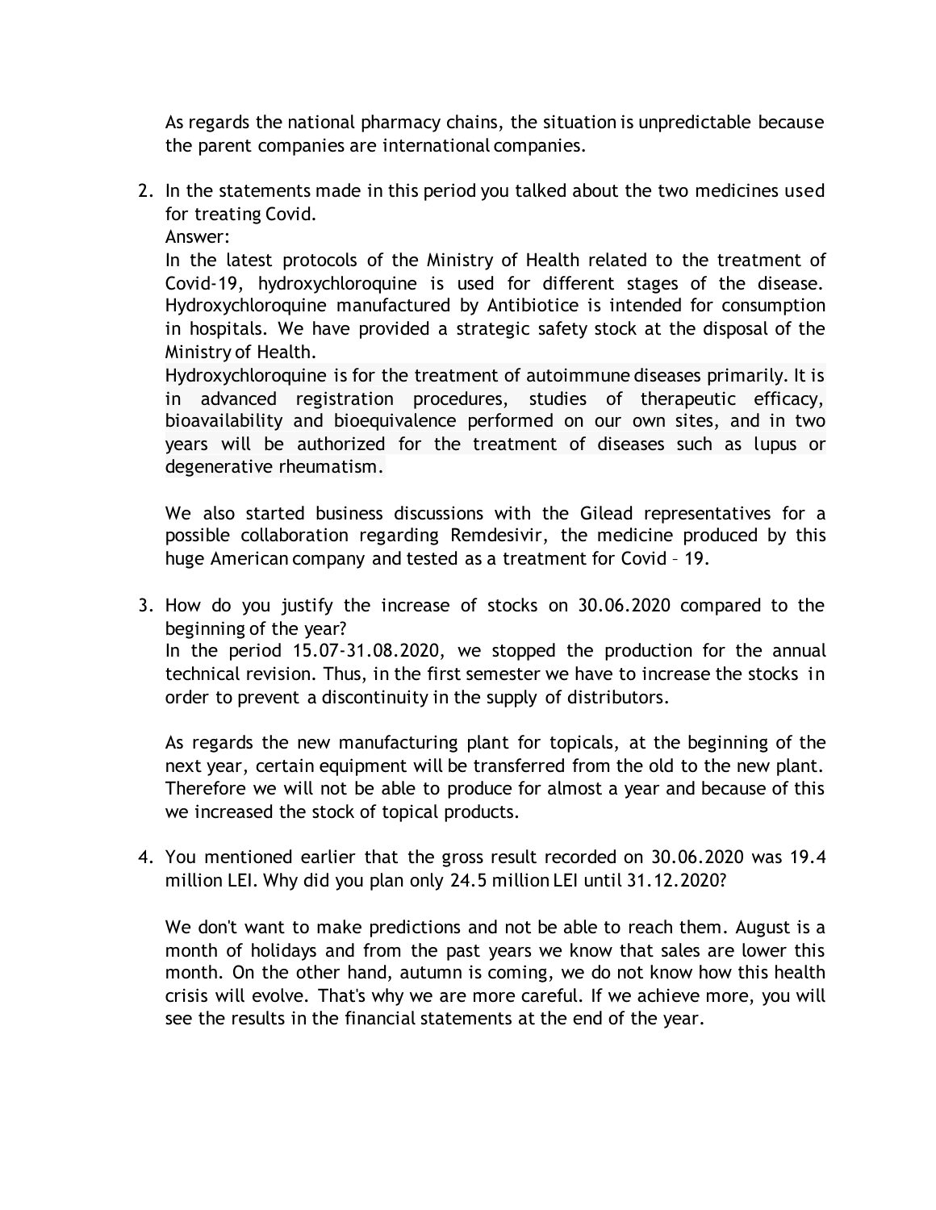As regards the national pharmacy chains, the situation is unpredictable because the parent companies are international companies.

2. In the statements made in this period you talked about the two medicines used for treating Covid.

   Answer:

   In the latest protocols of the Ministry of Health related to the treatment of Covid-19, hydroxychloroquine is used for different stages of the disease. Hydroxychloroquine manufactured by Antibiotice is intended for consumption in hospitals. We have provided a strategic safety stock at the disposal of the Ministry of Health.

   Hydroxychloroquine is for the treatment of autoimmune diseases primarily. It is in advanced registration procedures, studies of therapeutic efficacy, bioavailability and bioequivalence performed on our own sites, and in two years will be authorized for the treatment of diseases such as lupus or degenerative rheumatism.

   We also started business discussions with the Gilead representatives for a possible collaboration regarding Remdesivir, the medicine produced by this huge American company and tested as a treatment for Covid – 19.

3. How do you justify the increase of stocks on 30.06.2020 compared to the beginning of the year?

   In the period 15.07-31.08.2020, we stopped the production for the annual technical revision. Thus, in the first semester we have to increase the stocks in order to prevent a discontinuity in the supply of distributors.

   As regards the new manufacturing plant for topicals, at the beginning of the next year, certain equipment will be transferred from the old to the new plant. Therefore we will not be able to produce for almost a year and because of this we increased the stock of topical products.

4. You mentioned earlier that the gross result recorded on 30.06.2020 was 19.4 million LEI. Why did you plan only 24.5 million LEI until 31.12.2020?

   We don't want to make predictions and not be able to reach them. August is a month of holidays and from the past years we know that sales are lower this month. On the other hand, autumn is coming, we do not know how this health crisis will evolve. That's why we are more careful. If we achieve more, you will see the results in the financial statements at the end of the year.